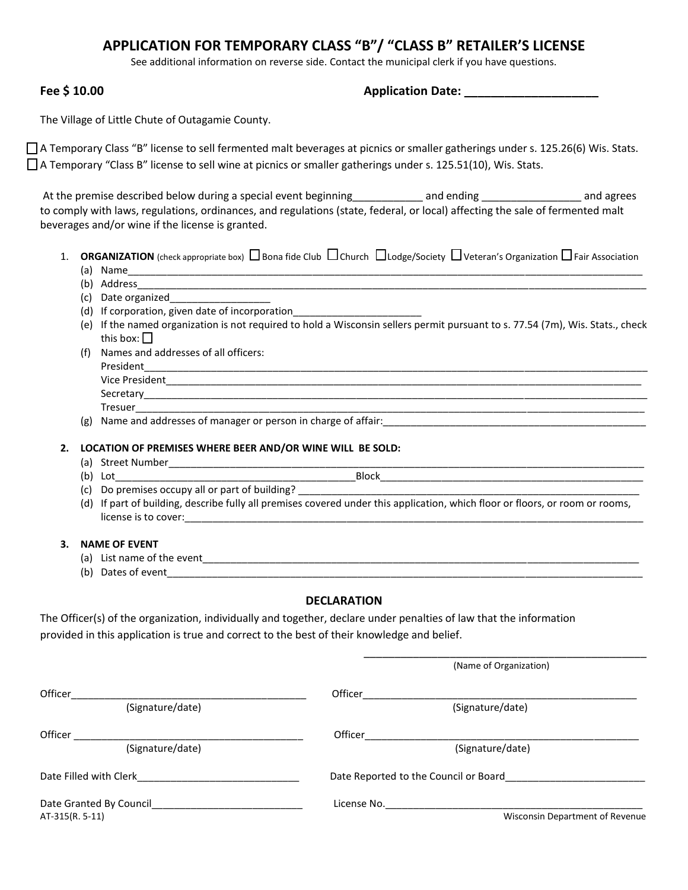# APPLICATION FOR TEMPORARY CLASS "B"/ "CLASS B" RETAILER'S LICENSE

See additional information on reverse side. Contact the municipal clerk if you have questions.

**Fee $ 10.00** **Application Date: ____________________**

The Village of Little Chute of Outagamie County.

☐ A Temporary Class "B" license to sell fermented malt beverages at picnics or smaller gatherings under s. 125.26(6) Wis. Stats.
☐ A Temporary "Class B" license to sell wine at picnics or smaller gatherings under s. 125.51(10), Wis. Stats.

At the premise described below during a special event beginning____________ and ending _________________ and agrees to comply with laws, regulations, ordinances, and regulations (state, federal, or local) affecting the sale of fermented malt beverages and/or wine if the license is granted.

1. **ORGANIZATION** (check appropriate box) ☐ Bona fide Club ☐ Church ☐ Lodge/Society ☐ Veteran's Organization ☐ Fair Association
   - (a) Name_______________________________________________
   - (b) Address_______________________________________________
   - (c) Date organized__________________
   - (d) If corporation, given date of incorporation_______________________
   - (e) If the named organization is not required to hold a Wisconsin sellers permit pursuant to s. 77.54 (7m), Wis. Stats., check this box: ☐
   - (f) Names and addresses of all officers:
     - President_______________________________________________
     - Vice President_______________________________________________
     - Secretary_______________________________________________
     - Tresuer_______________________________________________
   - (g) Name and addresses of manager or person in charge of affair:_______________________________

2. **LOCATION OF PREMISES WHERE BEER AND/OR WINE WILL BE SOLD:**
   - (a) Street Number_______________________________________________
   - (b) Lot_______________________Block_______________________
   - (c) Do premises occupy all or part of building? _______________________________
   - (d) If part of building, describe fully all premises covered under this application, which floor or floors, or room or rooms, license is to cover:_______________________________

3. **NAME OF EVENT**
   - (a) List name of the event_______________________________________________
   - (b) Dates of event_______________________________________________

## DECLARATION

The Officer(s) of the organization, individually and together, declare under penalties of law that the information provided in this application is true and correct to the best of their knowledge and belief.

_______________________________________________
(Name of Organization)

Officer_______________________________________ (Signature/date)

Officer_______________________________________ (Signature/date)

Officer_______________________________________ (Signature/date)

Officer_______________________________________ (Signature/date)

Date Filled with Clerk_____________________________

Date Reported to the Council or Board_________________________

Date Granted By Council___________________________

License No._______________________________________________

AT-315(R. 5-11) Wisconsin Department of Revenue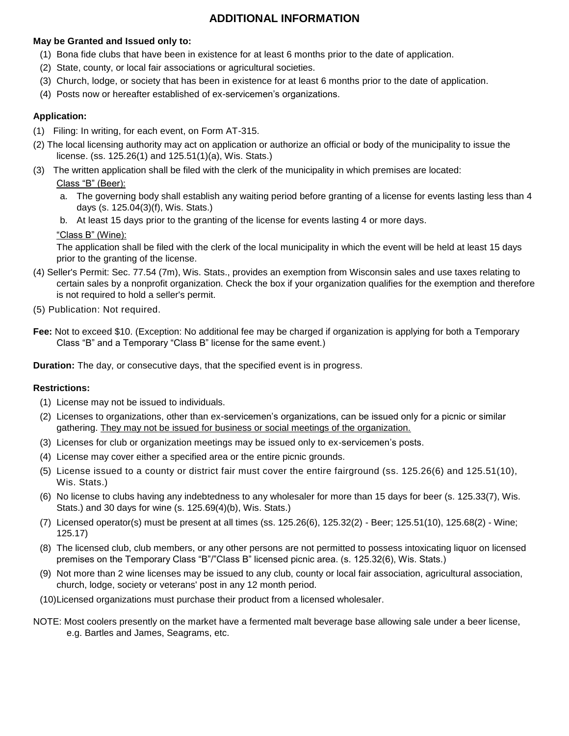# ADDITIONAL INFORMATION

**May be Granted and Issued only to:**

(1) Bona fide clubs that have been in existence for at least 6 months prior to the date of application.
(2) State, county, or local fair associations or agricultural societies.
(3) Church, lodge, or society that has been in existence for at least 6 months prior to the date of application.
(4) Posts now or hereafter established of ex-servicemen's organizations.

**Application:**

(1) Filing: In writing, for each event, on Form AT-315.
(2) The local licensing authority may act on application or authorize an official or body of the municipality to issue the license. (ss. 125.26(1) and 125.51(1)(a), Wis. Stats.)
(3) The written application shall be filed with the clerk of the municipality in which premises are located:

<u>Class "B" (Beer):</u>

a. The governing body shall establish any waiting period before granting of a license for events lasting less than 4 days (s. 125.04(3)(f), Wis. Stats.)
b. At least 15 days prior to the granting of the license for events lasting 4 or more days.

<u>"Class B" (Wine):</u>

The application shall be filed with the clerk of the local municipality in which the event will be held at least 15 days prior to the granting of the license.

(4) Seller's Permit: Sec. 77.54 (7m), Wis. Stats., provides an exemption from Wisconsin sales and use taxes relating to certain sales by a nonprofit organization. Check the box if your organization qualifies for the exemption and therefore is not required to hold a seller's permit.
(5) Publication: Not required.

**Fee:** Not to exceed $10. (Exception: No additional fee may be charged if organization is applying for both a Temporary Class "B" and a Temporary "Class B" license for the same event.)

**Duration:** The day, or consecutive days, that the specified event is in progress.

**Restrictions:**

(1) License may not be issued to individuals.
(2) Licenses to organizations, other than ex-servicemen's organizations, can be issued only for a picnic or similar gathering. <u>They may not be issued for business or social meetings of the organization.</u>
(3) Licenses for club or organization meetings may be issued only to ex-servicemen's posts.
(4) License may cover either a specified area or the entire picnic grounds.
(5) License issued to a county or district fair must cover the entire fairground (ss. 125.26(6) and 125.51(10), Wis. Stats.)
(6) No license to clubs having any indebtedness to any wholesaler for more than 15 days for beer (s. 125.33(7), Wis. Stats.) and 30 days for wine (s. 125.69(4)(b), Wis. Stats.)
(7) Licensed operator(s) must be present at all times (ss. 125.26(6), 125.32(2) - Beer; 125.51(10), 125.68(2) - Wine; 125.17)
(8) The licensed club, club members, or any other persons are not permitted to possess intoxicating liquor on licensed premises on the Temporary Class "B"/"Class B" licensed picnic area. (s. 125.32(6), Wis. Stats.)
(9) Not more than 2 wine licenses may be issued to any club, county or local fair association, agricultural association, church, lodge, society or veterans' post in any 12 month period.
(10) Licensed organizations must purchase their product from a licensed wholesaler.

NOTE: Most coolers presently on the market have a fermented malt beverage base allowing sale under a beer license, e.g. Bartles and James, Seagrams, etc.